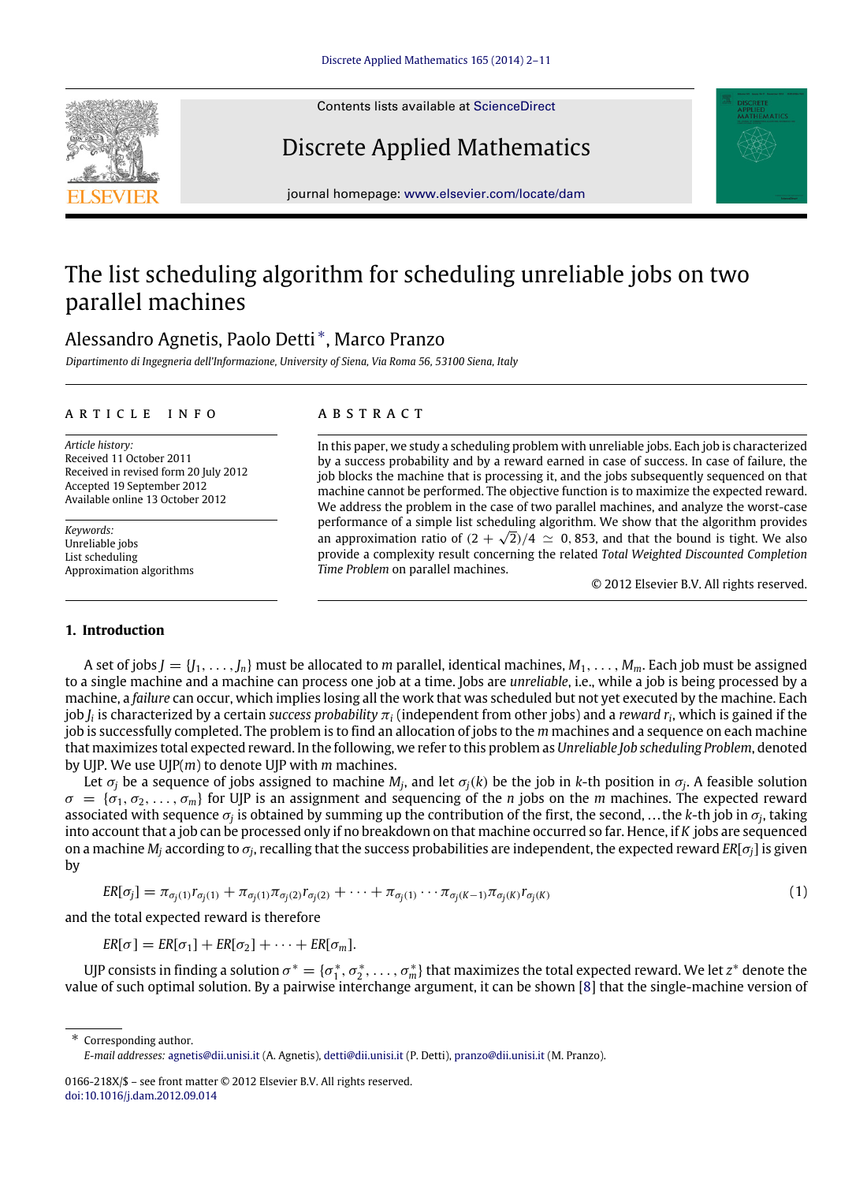# The list scheduling algorithm for scheduling unreliable jobs on two parallel machines

Alessandro Agnetis, Paolo Detti *, Marco Pranzo

*Dipartimento di Ingegneria dell'Informazione, University of Siena, Via Roma 56, 53100 Siena, Italy*

## ARTICLE INFO

*Article history:*
Received 11 October 2011
Received in revised form 20 July 2012
Accepted 19 September 2012
Available online 13 October 2012

*Keywords:*
Unreliable jobs
List scheduling
Approximation algorithms

## ABSTRACT

In this paper, we study a scheduling problem with unreliable jobs. Each job is characterized by a success probability and by a reward earned in case of success. In case of failure, the job blocks the machine that is processing it, and the jobs subsequently sequenced on that machine cannot be performed. The objective function is to maximize the expected reward. We address the problem in the case of two parallel machines, and analyze the worst-case performance of a simple list scheduling algorithm. We show that the algorithm provides an approximation ratio of $(2 + \sqrt{2})/4 \simeq 0,853$, and that the bound is tight. We also provide a complexity result concerning the related *Total Weighted Discounted Completion Time Problem* on parallel machines.

© 2012 Elsevier B.V. All rights reserved.

## 1. Introduction

A set of jobs $J = \{J_1, \ldots, J_n\}$ must be allocated to $m$ parallel, identical machines, $M_1, \ldots, M_m$. Each job must be assigned to a single machine and a machine can process one job at a time. Jobs are *unreliable*, i.e., while a job is being processed by a machine, a *failure* can occur, which implies losing all the work that was scheduled but not yet executed by the machine. Each job $J_i$ is characterized by a certain *success probability* $\pi_i$ (independent from other jobs) and a *reward* $r_i$, which is gained if the job is successfully completed. The problem is to find an allocation of jobs to the $m$ machines and a sequence on each machine that maximizes total expected reward. In the following, we refer to this problem as *Unreliable Job scheduling Problem*, denoted by UJP. We use UJP($m$) to denote UJP with $m$ machines.

Let $\sigma_j$ be a sequence of jobs assigned to machine $M_j$, and let $\sigma_j(k)$ be the job in $k$-th position in $\sigma_j$. A feasible solution $\sigma = \{\sigma_1, \sigma_2, \ldots, \sigma_m\}$ for UJP is an assignment and sequencing of the $n$ jobs on the $m$ machines. The expected reward associated with sequence $\sigma_j$ is obtained by summing up the contribution of the first, the second, …the $k$-th job in $\sigma_j$, taking into account that a job can be processed only if no breakdown on that machine occurred so far. Hence, if $K$ jobs are sequenced on a machine $M_j$ according to $\sigma_j$, recalling that the success probabilities are independent, the expected reward $ER[\sigma_j]$ is given by

$$ER[\sigma_j] = \pi_{\sigma_j(1)} r_{\sigma_j(1)} + \pi_{\sigma_j(1)} \pi_{\sigma_j(2)} r_{\sigma_j(2)} + \cdots + \pi_{\sigma_j(1)} \cdots \pi_{\sigma_j(K-1)} \pi_{\sigma_j(K)} r_{\sigma_j(K)} \tag{1}$$

and the total expected reward is therefore

$$ER[\sigma] = ER[\sigma_1] + ER[\sigma_2] + \cdots + ER[\sigma_m].$$

UJP consists in finding a solution $\sigma^* = \{\sigma_1^*, \sigma_2^*, \ldots, \sigma_m^*\}$ that maximizes the total expected reward. We let $z^*$ denote the value of such optimal solution. By a pairwise interchange argument, it can be shown [8] that the single-machine version of

---

* Corresponding author.
*E-mail addresses:* agnetis@dii.unisi.it (A. Agnetis), detti@dii.unisi.it (P. Detti), pranzo@dii.unisi.it (M. Pranzo).

0166-218X/$ – see front matter © 2012 Elsevier B.V. All rights reserved.
doi:10.1016/j.dam.2012.09.014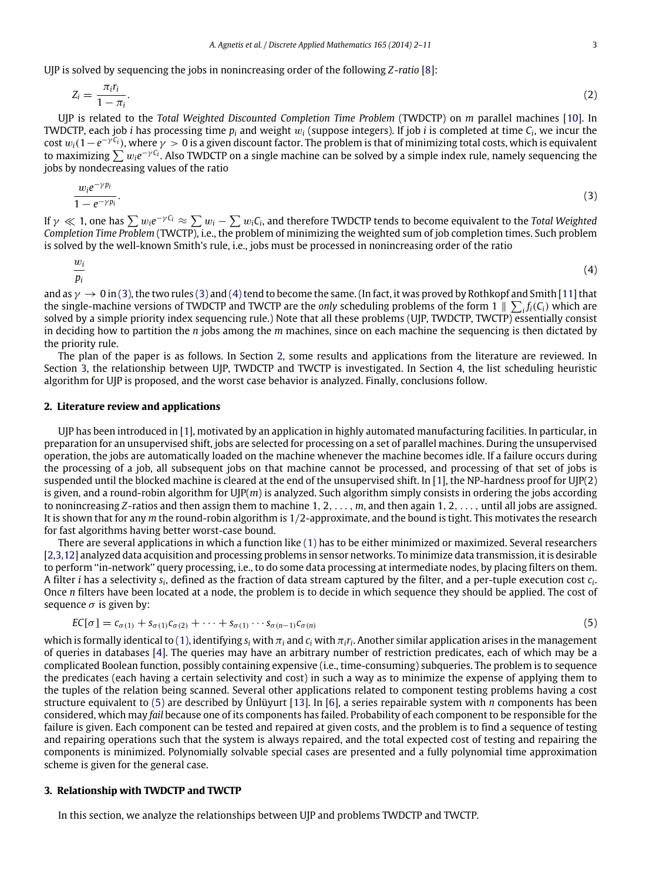UJP is solved by sequencing the jobs in nonincreasing order of the following *Z-ratio* [8]:

$$Z_i = \frac{\pi_i r_i}{1 - \pi_i}. \tag{2}$$

UJP is related to the *Total Weighted Discounted Completion Time Problem* (TWDCTP) on $m$ parallel machines [10]. In TWDCTP, each job $i$ has processing time $p_i$ and weight $w_i$ (suppose integers). If job $i$ is completed at time $C_i$, we incur the cost $w_i(1-e^{-\gamma C_i})$, where $\gamma > 0$ is a given discount factor. The problem is that of minimizing total costs, which is equivalent to maximizing $\sum w_i e^{-\gamma C_i}$. Also TWDCTP on a single machine can be solved by a simple index rule, namely sequencing the jobs by nondecreasing values of the ratio

$$\frac{w_i e^{-\gamma p_i}}{1 - e^{-\gamma p_i}}. \tag{3}$$

If $\gamma \ll 1$, one has $\sum w_i e^{-\gamma C_i} \approx \sum w_i - \sum w_i C_i$, and therefore TWDCTP tends to become equivalent to the *Total Weighted Completion Time Problem* (TWCTP), i.e., the problem of minimizing the weighted sum of job completion times. Such problem is solved by the well-known Smith's rule, i.e., jobs must be processed in nonincreasing order of the ratio

$$\frac{w_i}{p_i} \tag{4}$$

and as $\gamma \to 0$ in (3), the two rules (3) and (4) tend to become the same. (In fact, it was proved by Rothkopf and Smith [11] that the single-machine versions of TWDCTP and TWCTP are the *only* scheduling problems of the form $1 \parallel \sum_i f_i(C_i)$ which are solved by a simple priority index sequencing rule.) Note that all these problems (UJP, TWDCTP, TWCTP) essentially consist in deciding how to partition the $n$ jobs among the $m$ machines, since on each machine the sequencing is then dictated by the priority rule.

The plan of the paper is as follows. In Section 2, some results and applications from the literature are reviewed. In Section 3, the relationship between UJP, TWDCTP and TWCTP is investigated. In Section 4, the list scheduling heuristic algorithm for UJP is proposed, and the worst case behavior is analyzed. Finally, conclusions follow.

## 2. Literature review and applications

UJP has been introduced in [1], motivated by an application in highly automated manufacturing facilities. In particular, in preparation for an unsupervised shift, jobs are selected for processing on a set of parallel machines. During the unsupervised operation, the jobs are automatically loaded on the machine whenever the machine becomes idle. If a failure occurs during the processing of a job, all subsequent jobs on that machine cannot be processed, and processing of that set of jobs is suspended until the blocked machine is cleared at the end of the unsupervised shift. In [1], the NP-hardness proof for UJP(2) is given, and a round-robin algorithm for UJP($m$) is analyzed. Such algorithm simply consists in ordering the jobs according to nonincreasing $Z$-ratios and then assign them to machine $1, 2, \ldots, m$, and then again $1, 2, \ldots,$ until all jobs are assigned. It is shown that for any $m$ the round-robin algorithm is $1/2$-approximate, and the bound is tight. This motivates the research for fast algorithms having better worst-case bound.

There are several applications in which a function like (1) has to be either minimized or maximized. Several researchers [2,3,12] analyzed data acquisition and processing problems in sensor networks. To minimize data transmission, it is desirable to perform ''in-network'' query processing, i.e., to do some data processing at intermediate nodes, by placing filters on them. A filter $i$ has a selectivity $s_i$, defined as the fraction of data stream captured by the filter, and a per-tuple execution cost $c_i$. Once $n$ filters have been located at a node, the problem is to decide in which sequence they should be applied. The cost of sequence $\sigma$ is given by:

$$EC[\sigma] = c_{\sigma(1)} + s_{\sigma(1)}c_{\sigma(2)} + \cdots + s_{\sigma(1)} \cdots s_{\sigma(n-1)}c_{\sigma(n)} \tag{5}$$

which is formally identical to (1), identifying $s_i$ with $\pi_i$ and $c_i$ with $\pi_i r_i$. Another similar application arises in the management of queries in databases [4]. The queries may have an arbitrary number of restriction predicates, each of which may be a complicated Boolean function, possibly containing expensive (i.e., time-consuming) subqueries. The problem is to sequence the predicates (each having a certain selectivity and cost) in such a way as to minimize the expense of applying them to the tuples of the relation being scanned. Several other applications related to component testing problems having a cost structure equivalent to (5) are described by Ünlüyurt [13]. In [6], a series repairable system with $n$ components has been considered, which may *fail* because one of its components has failed. Probability of each component to be responsible for the failure is given. Each component can be tested and repaired at given costs, and the problem is to find a sequence of testing and repairing operations such that the system is always repaired, and the total expected cost of testing and repairing the components is minimized. Polynomially solvable special cases are presented and a fully polynomial time approximation scheme is given for the general case.

## 3. Relationship with TWDCTP and TWCTP

In this section, we analyze the relationships between UJP and problems TWDCTP and TWCTP.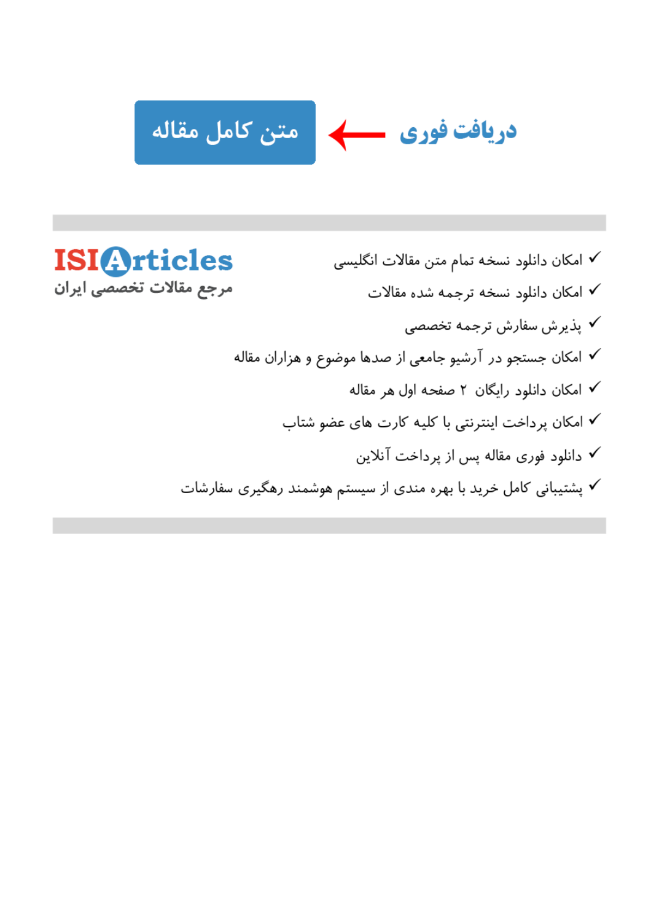دریافت فوری ← متن کامل مقاله

**ISIArticles**
مرجع مقالات تخصصی ایران

- ✓ امکان دانلود نسخه تمام متن مقالات انگلیسی
- ✓ امکان دانلود نسخه ترجمه شده مقالات
- ✓ پذیرش سفارش ترجمه تخصصی
- ✓ امکان جستجو در آرشیو جامعی از صدها موضوع و هزاران مقاله
- ✓ امکان دانلود رایگان ۲ صفحه اول هر مقاله
- ✓ امکان پرداخت اینترنتی با کلیه کارت های عضو شتاب
- ✓ دانلود فوری مقاله پس از پرداخت آنلاین
- ✓ پشتیبانی کامل خرید با بهره مندی از سیستم هوشمند رهگیری سفارشات